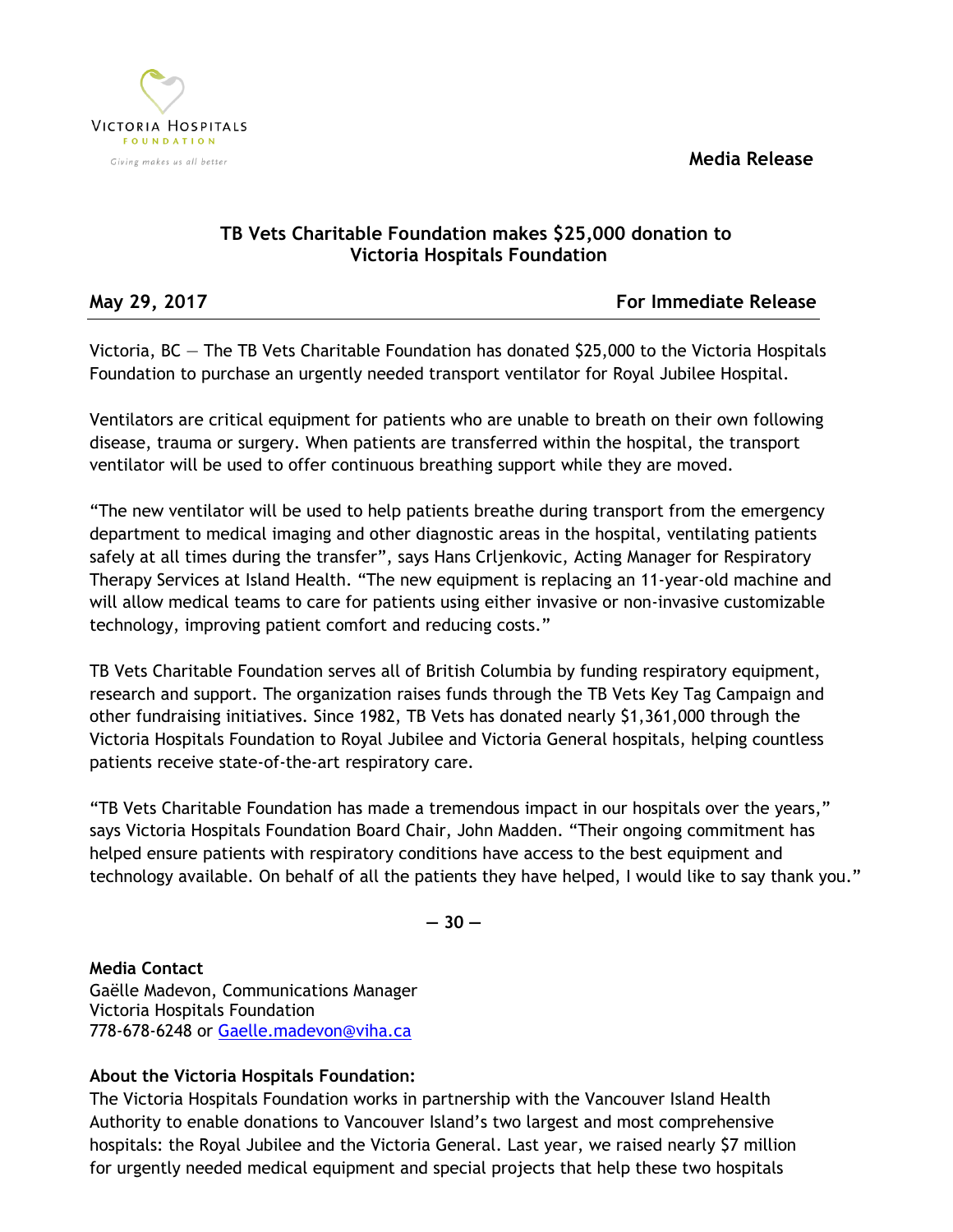Victoria Hospitals Foundation

Giving makes us all better

**Media Release**

## TB Vets Charitable Foundation makes $25,000 donation to Victoria Hospitals Foundation

**May 29, 2017** **For Immediate Release**

Victoria, BC — The TB Vets Charitable Foundation has donated $25,000 to the Victoria Hospitals Foundation to purchase an urgently needed transport ventilator for Royal Jubilee Hospital.

Ventilators are critical equipment for patients who are unable to breath on their own following disease, trauma or surgery. When patients are transferred within the hospital, the transport ventilator will be used to offer continuous breathing support while they are moved.

“The new ventilator will be used to help patients breathe during transport from the emergency department to medical imaging and other diagnostic areas in the hospital, ventilating patients safely at all times during the transfer”, says Hans Crljenkovic, Acting Manager for Respiratory Therapy Services at Island Health. “The new equipment is replacing an 11-year-old machine and will allow medical teams to care for patients using either invasive or non-invasive customizable technology, improving patient comfort and reducing costs.”

TB Vets Charitable Foundation serves all of British Columbia by funding respiratory equipment, research and support. The organization raises funds through the TB Vets Key Tag Campaign and other fundraising initiatives. Since 1982, TB Vets has donated nearly $1,361,000 through the Victoria Hospitals Foundation to Royal Jubilee and Victoria General hospitals, helping countless patients receive state-of-the-art respiratory care.

“TB Vets Charitable Foundation has made a tremendous impact in our hospitals over the years,” says Victoria Hospitals Foundation Board Chair, John Madden. “Their ongoing commitment has helped ensure patients with respiratory conditions have access to the best equipment and technology available. On behalf of all the patients they have helped, I would like to say thank you.”

— 30 —

**Media Contact**
Gaëlle Madevon, Communications Manager
Victoria Hospitals Foundation
778-678-6248 or Gaelle.madevon@viha.ca

**About the Victoria Hospitals Foundation:**
The Victoria Hospitals Foundation works in partnership with the Vancouver Island Health Authority to enable donations to Vancouver Island’s two largest and most comprehensive hospitals: the Royal Jubilee and the Victoria General. Last year, we raised nearly $7 million for urgently needed medical equipment and special projects that help these two hospitals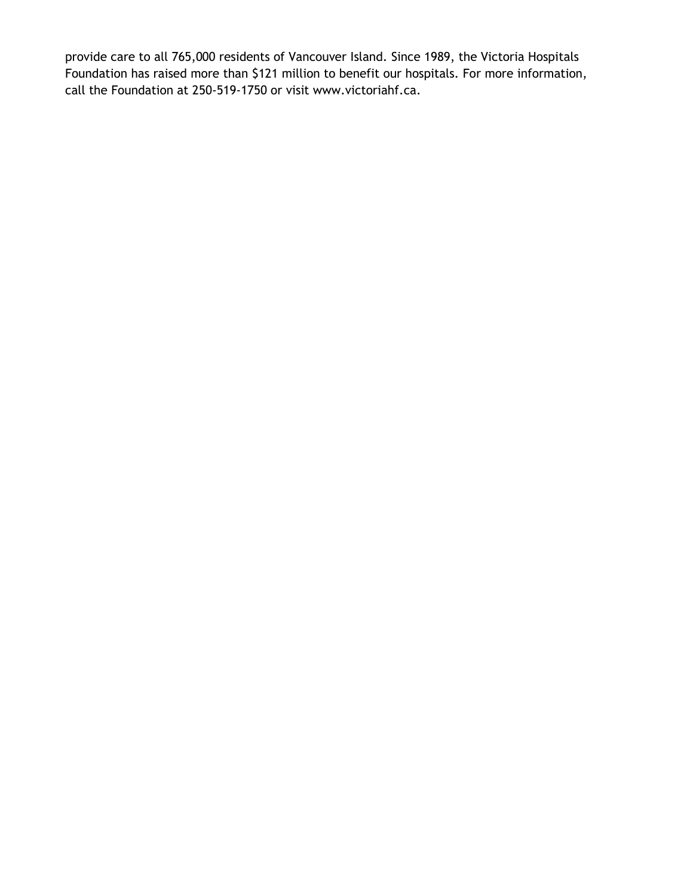provide care to all 765,000 residents of Vancouver Island. Since 1989, the Victoria Hospitals Foundation has raised more than $121 million to benefit our hospitals. For more information, call the Foundation at 250-519-1750 or visit www.victoriahf.ca.